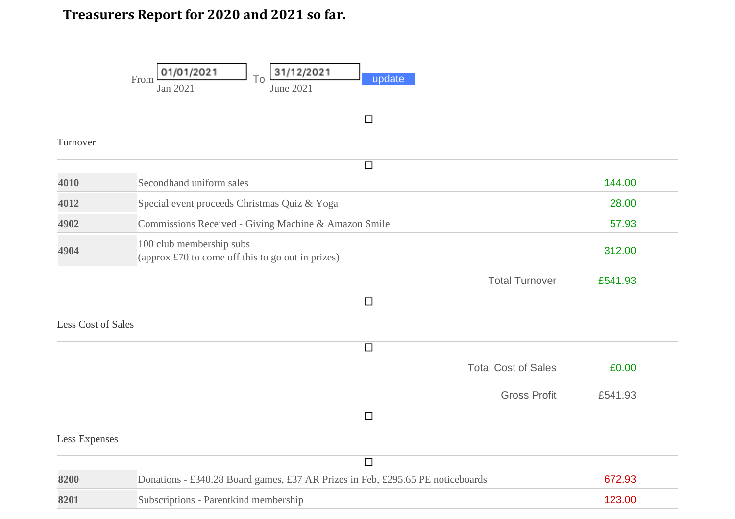# Treasurers Report for 2020 and 2021 so far.

From 01/01/2021 To 31/12/2021 update

Jan 2021 — June 2021

Turnover

| | | |
|---|---|---|
| 4010 | Secondhand uniform sales | 144.00 |
| 4012 | Special event proceeds Christmas Quiz & Yoga | 28.00 |
| 4902 | Commissions Received - Giving Machine & Amazon Smile | 57.93 |
| 4904 | 100 club membership subs (approx £70 to come off this to go out in prizes) | 312.00 |
| | Total Turnover | £541.93 |

Less Cost of Sales

| | |
|---|---|
| Total Cost of Sales | £0.00 |
| Gross Profit | £541.93 |

Less Expenses

| | | |
|---|---|---|
| 8200 | Donations - £340.28 Board games, £37 AR Prizes in Feb, £295.65 PE noticeboards | 672.93 |
| 8201 | Subscriptions - Parentkind membership | 123.00 |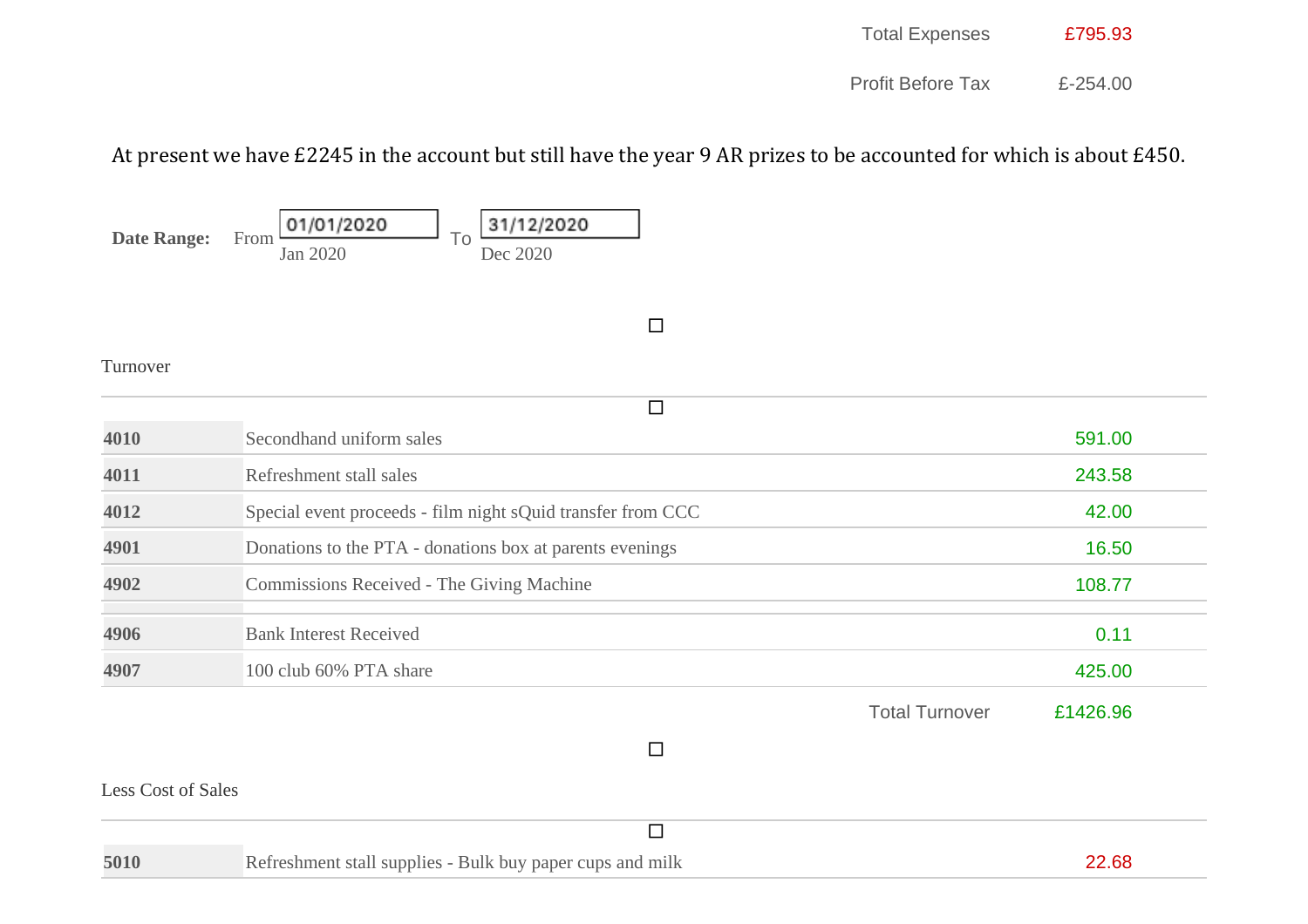| | |
|---|---|
| Total Expenses | £795.93 |
| Profit Before Tax | £-254.00 |

At present we have £2245 in the account but still have the year 9 AR prizes to be accounted for which is about £450.

**Date Range:** From 01/01/2020 Jan 2020 To 31/12/2020 Dec 2020

☐

Turnover

☐

| | | |
|---|---|---|
| **4010** | Secondhand uniform sales | 591.00 |
| **4011** | Refreshment stall sales | 243.58 |
| **4012** | Special event proceeds - film night sQuid transfer from CCC | 42.00 |
| **4901** | Donations to the PTA - donations box at parents evenings | 16.50 |
| **4902** | Commissions Received - The Giving Machine | 108.77 |
| | | |
| **4906** | Bank Interest Received | 0.11 |
| **4907** | 100 club 60% PTA share | 425.00 |
| | Total Turnover | £1426.96 |

☐

Less Cost of Sales

☐

| | | |
|---|---|---|
| **5010** | Refreshment stall supplies - Bulk buy paper cups and milk | 22.68 |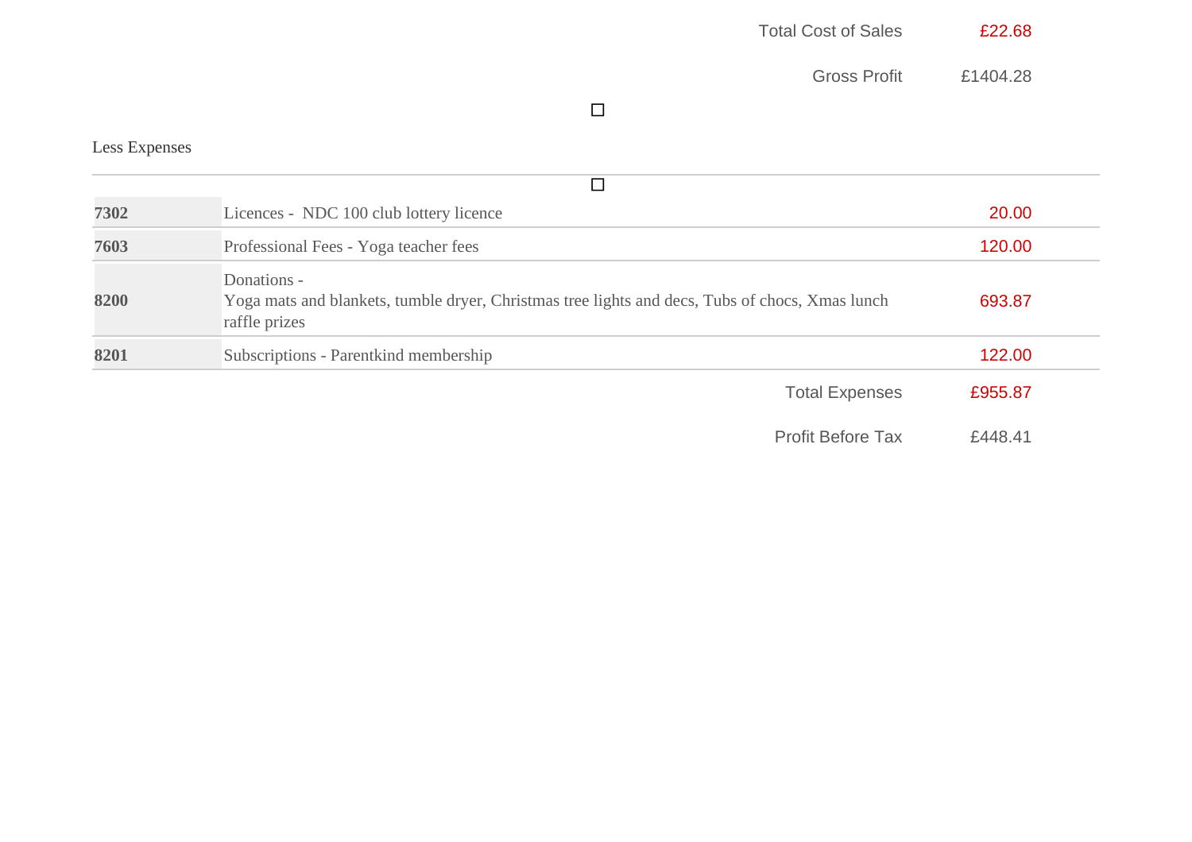| | |
|---|---|
| Total Cost of Sales | £22.68 |
| Gross Profit | £1404.28 |

Less Expenses

| | | |
|---|---|---|
| **7302** | Licences - NDC 100 club lottery licence | 20.00 |
| **7603** | Professional Fees - Yoga teacher fees | 120.00 |
| **8200** | Donations - Yoga mats and blankets, tumble dryer, Christmas tree lights and decs, Tubs of chocs, Xmas lunch raffle prizes | 693.87 |
| **8201** | Subscriptions - Parentkind membership | 122.00 |

| | |
|---|---|
| Total Expenses | £955.87 |
| Profit Before Tax | £448.41 |